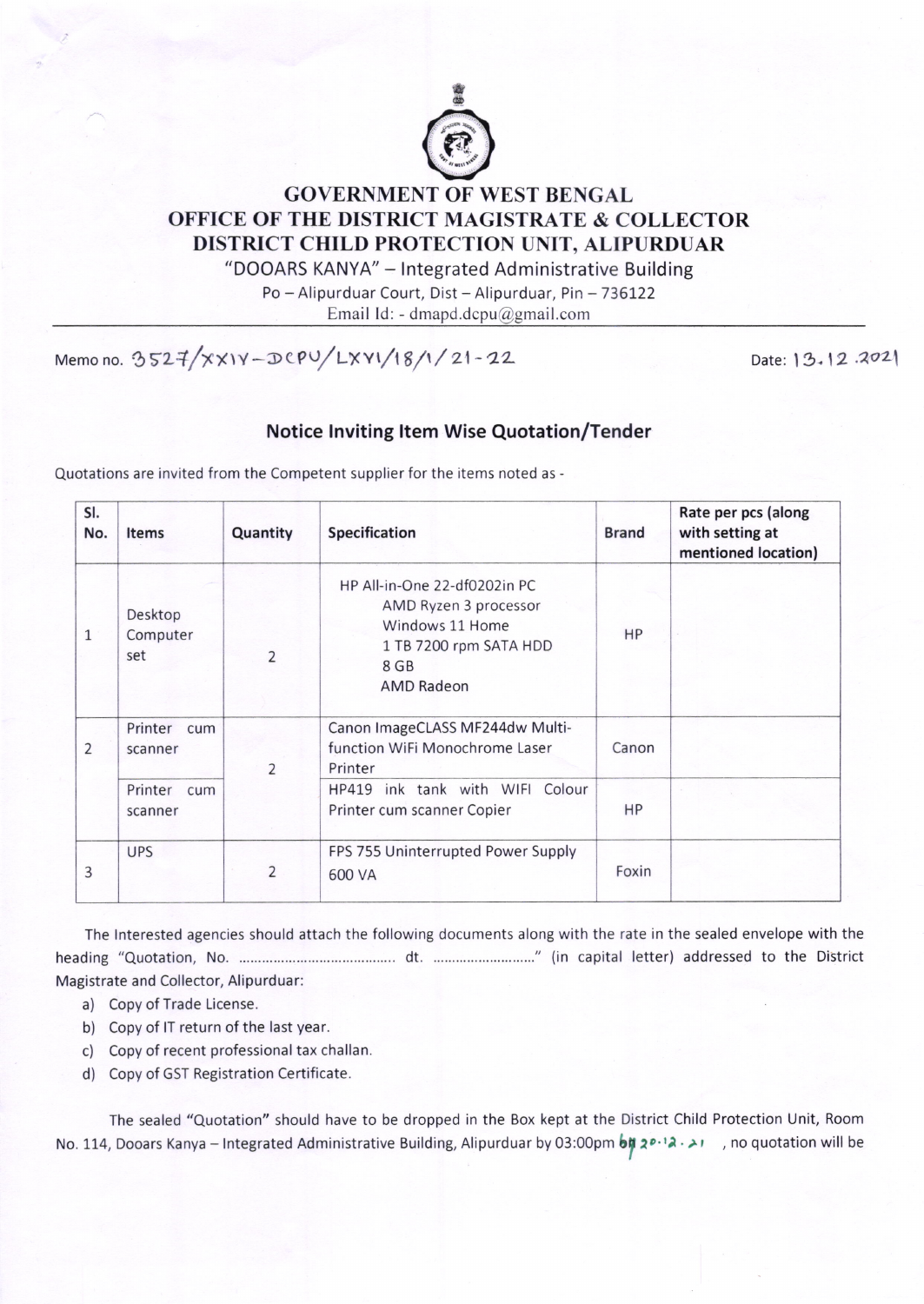# GOVERNMENT OF WEST BENGAL
## OFFICE OF THE DISTRICT MAGISTRATE & COLLECTOR
## DISTRICT CHILD PROTECTION UNIT, ALIPURDUAR

"DOOARS KANYA" – Integrated Administrative Building

Po – Alipurduar Court, Dist – Alipurduar, Pin – 736122

Email Id: - dmapd.dcpu@gmail.com

Memo no. 3527/XXIV-DCPU/LXVI/18/1/21-22 Date: 13.12.2021

### Notice Inviting Item Wise Quotation/Tender

Quotations are invited from the Competent supplier for the items noted as -

| Sl. No. | Items | Quantity | Specification | Brand | Rate per pcs (along with setting at mentioned location) |
|---|---|---|---|---|---|
| 1 | Desktop Computer set | 2 | HP All-in-One 22-df0202in PC<br>AMD Ryzen 3 processor<br>Windows 11 Home<br>1 TB 7200 rpm SATA HDD<br>8 GB<br>AMD Radeon | HP | |
| 2 | Printer cum scanner | 2 | Canon ImageCLASS MF244dw Multi-function WiFi Monochrome Laser Printer | Canon | |
| | Printer cum scanner | | HP419 ink tank with WIFI Colour Printer cum scanner Copier | HP | |
| 3 | UPS | 2 | FPS 755 Uninterrupted Power Supply 600 VA | Foxin | |

The Interested agencies should attach the following documents along with the rate in the sealed envelope with the heading "Quotation, No. ........................................ dt. .........................." (in capital letter) addressed to the District Magistrate and Collector, Alipurduar:

a) Copy of Trade License.
b) Copy of IT return of the last year.
c) Copy of recent professional tax challan.
d) Copy of GST Registration Certificate.

The sealed "Quotation" should have to be dropped in the Box kept at the District Child Protection Unit, Room No. 114, Dooars Kanya – Integrated Administrative Building, Alipurduar by 03:00pm by 20.12.21 , no quotation will be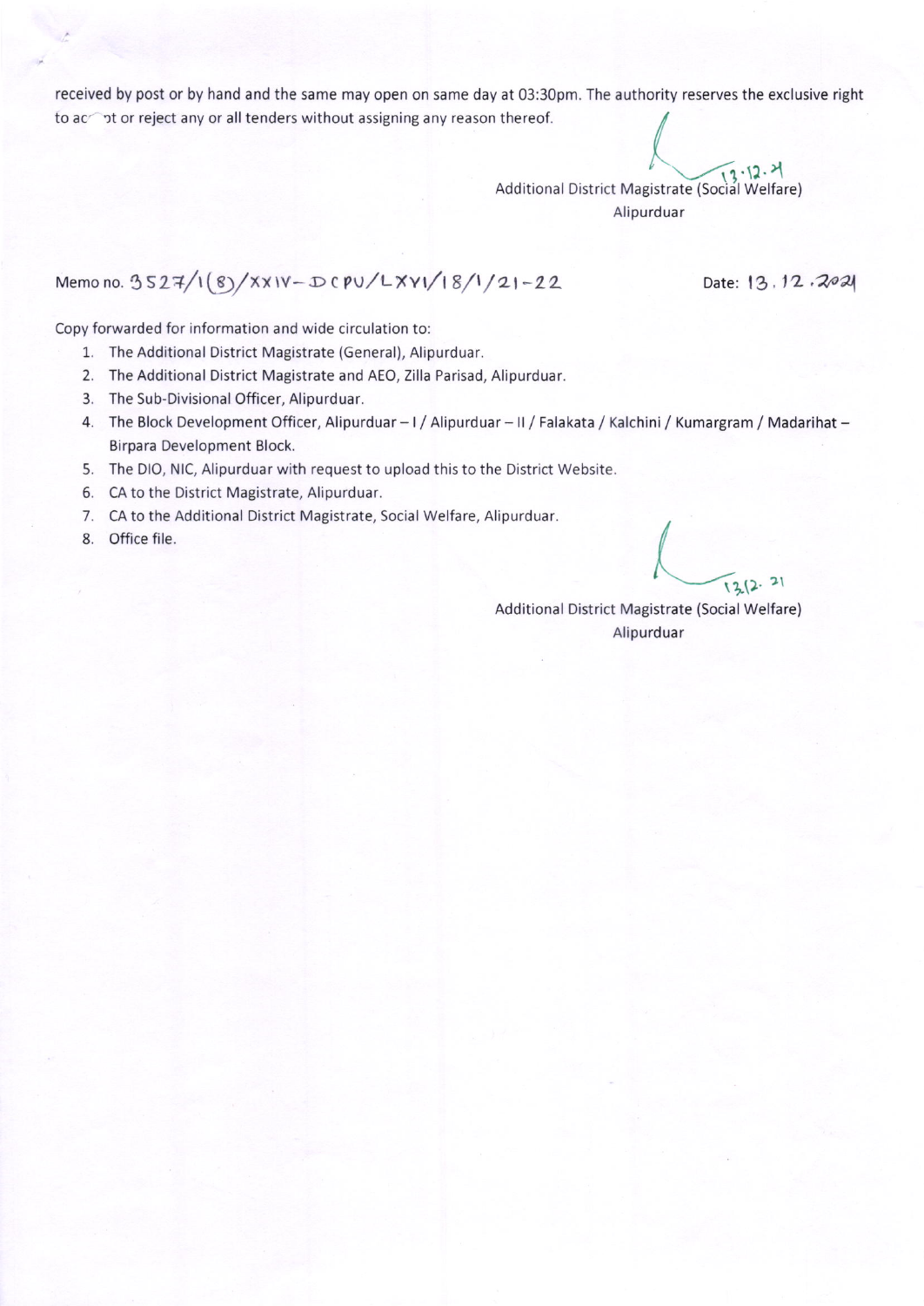received by post or by hand and the same may open on same day at 03:30pm. The authority reserves the exclusive right to accept or reject any or all tenders without assigning any reason thereof.

13.12.21

Additional District Magistrate (Social Welfare)
Alipurduar

Memo no. 3527/1(8)/XXIV-DCPU/LXVI/18/1/21-22 Date: 13.12.2021

Copy forwarded for information and wide circulation to:

1. The Additional District Magistrate (General), Alipurduar.
2. The Additional District Magistrate and AEO, Zilla Parisad, Alipurduar.
3. The Sub-Divisional Officer, Alipurduar.
4. The Block Development Officer, Alipurduar – I / Alipurduar – II / Falakata / Kalchini / Kumargram / Madarihat – Birpara Development Block.
5. The DIO, NIC, Alipurduar with request to upload this to the District Website.
6. CA to the District Magistrate, Alipurduar.
7. CA to the Additional District Magistrate, Social Welfare, Alipurduar.
8. Office file.

13.12.21

Additional District Magistrate (Social Welfare)
Alipurduar